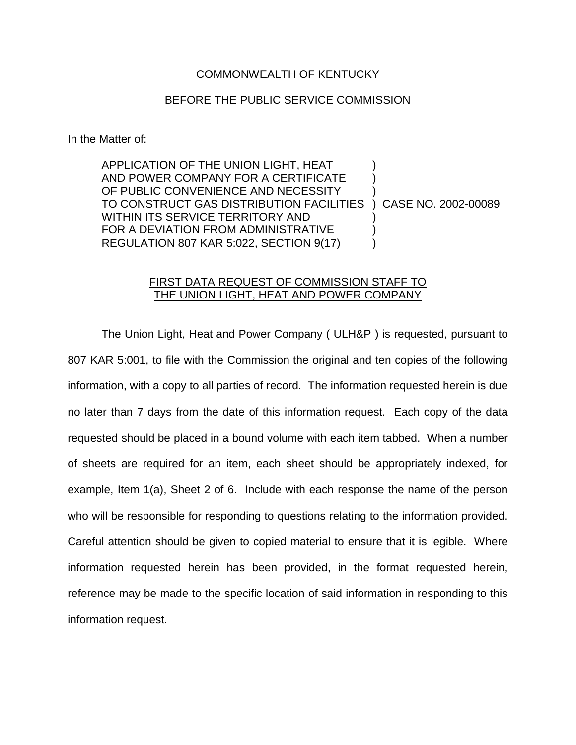COMMONWEALTH OF KENTUCKY

BEFORE THE PUBLIC SERVICE COMMISSION

In the Matter of:

| | | |
|---|---|---|
| APPLICATION OF THE UNION LIGHT, HEAT AND POWER COMPANY FOR A CERTIFICATE OF PUBLIC CONVENIENCE AND NECESSITY TO CONSTRUCT GAS DISTRIBUTION FACILITIES WITHIN ITS SERVICE TERRITORY AND FOR A DEVIATION FROM ADMINISTRATIVE REGULATION 807 KAR 5:022, SECTION 9(17) | ) | CASE NO. 2002-00089 |

FIRST DATA REQUEST OF COMMISSION STAFF TO THE UNION LIGHT, HEAT AND POWER COMPANY

The Union Light, Heat and Power Company ( ULH&P ) is requested, pursuant to 807 KAR 5:001, to file with the Commission the original and ten copies of the following information, with a copy to all parties of record. The information requested herein is due no later than 7 days from the date of this information request. Each copy of the data requested should be placed in a bound volume with each item tabbed. When a number of sheets are required for an item, each sheet should be appropriately indexed, for example, Item 1(a), Sheet 2 of 6. Include with each response the name of the person who will be responsible for responding to questions relating to the information provided. Careful attention should be given to copied material to ensure that it is legible. Where information requested herein has been provided, in the format requested herein, reference may be made to the specific location of said information in responding to this information request.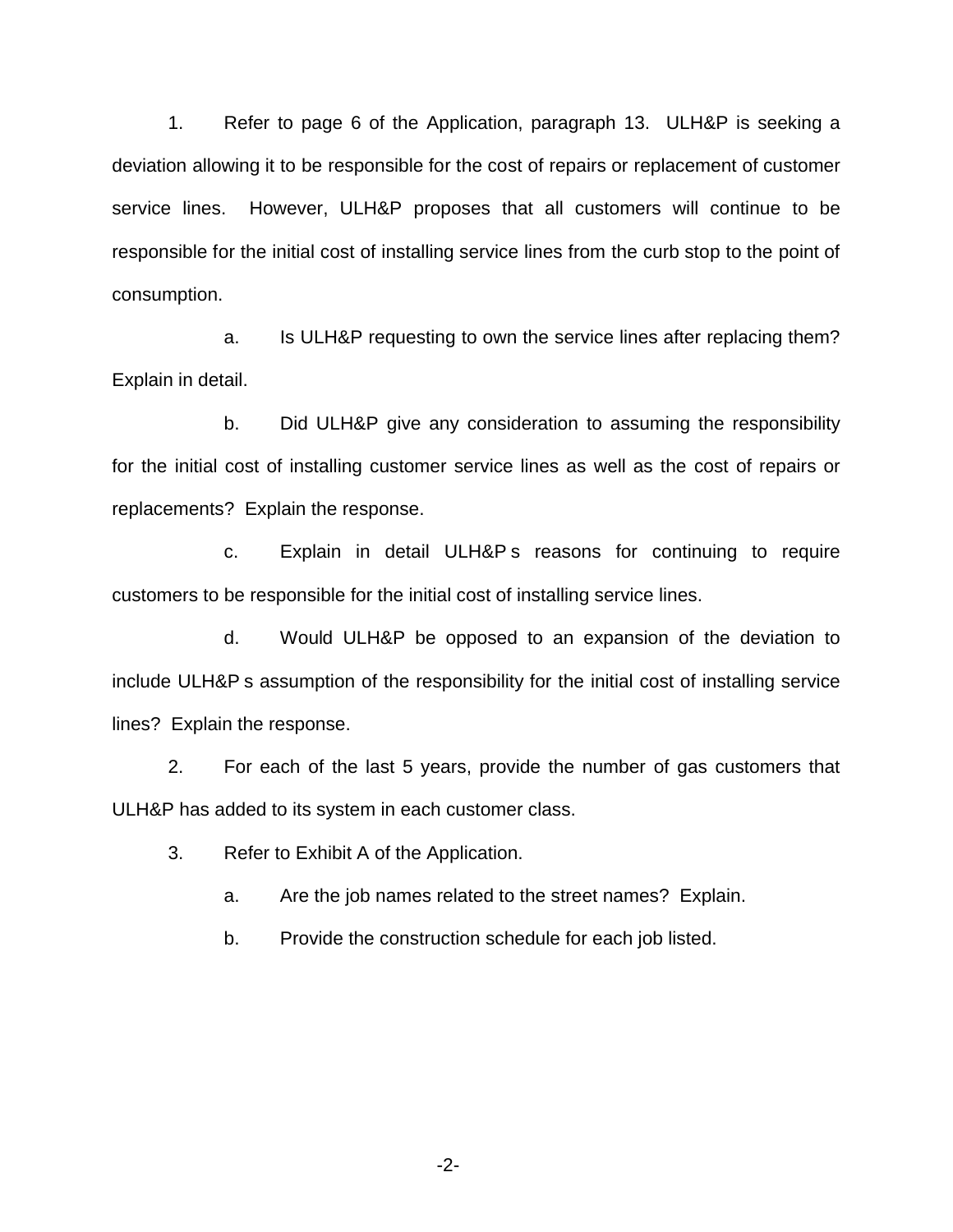1. Refer to page 6 of the Application, paragraph 13. ULH&P is seeking a deviation allowing it to be responsible for the cost of repairs or replacement of customer service lines. However, ULH&P proposes that all customers will continue to be responsible for the initial cost of installing service lines from the curb stop to the point of consumption.

   a. Is ULH&P requesting to own the service lines after replacing them? Explain in detail.

   b. Did ULH&P give any consideration to assuming the responsibility for the initial cost of installing customer service lines as well as the cost of repairs or replacements? Explain the response.

   c. Explain in detail ULH&P s reasons for continuing to require customers to be responsible for the initial cost of installing service lines.

   d. Would ULH&P be opposed to an expansion of the deviation to include ULH&P s assumption of the responsibility for the initial cost of installing service lines? Explain the response.

2. For each of the last 5 years, provide the number of gas customers that ULH&P has added to its system in each customer class.

3. Refer to Exhibit A of the Application.

   a. Are the job names related to the street names? Explain.

   b. Provide the construction schedule for each job listed.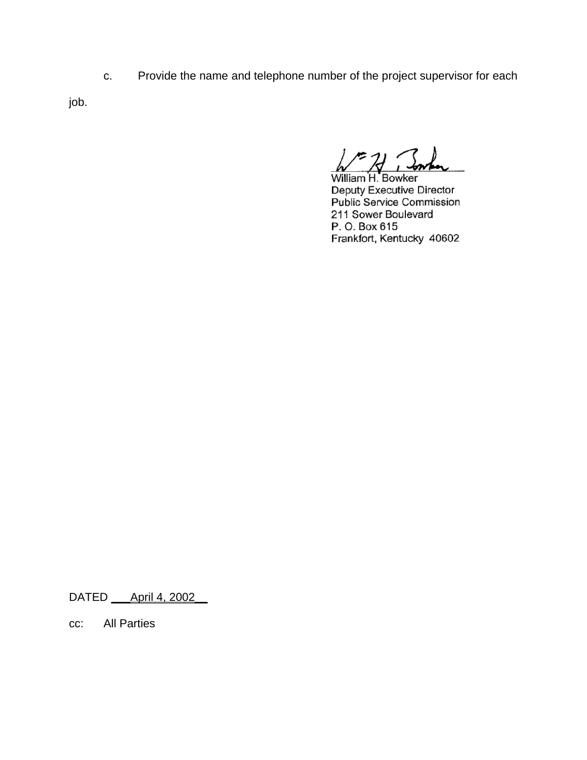c. Provide the name and telephone number of the project supervisor for each job.

William H. Bowker
Deputy Executive Director
Public Service Commission
211 Sower Boulevard
P. O. Box 615
Frankfort, Kentucky 40602

DATED ___April 4, 2002__

cc: All Parties